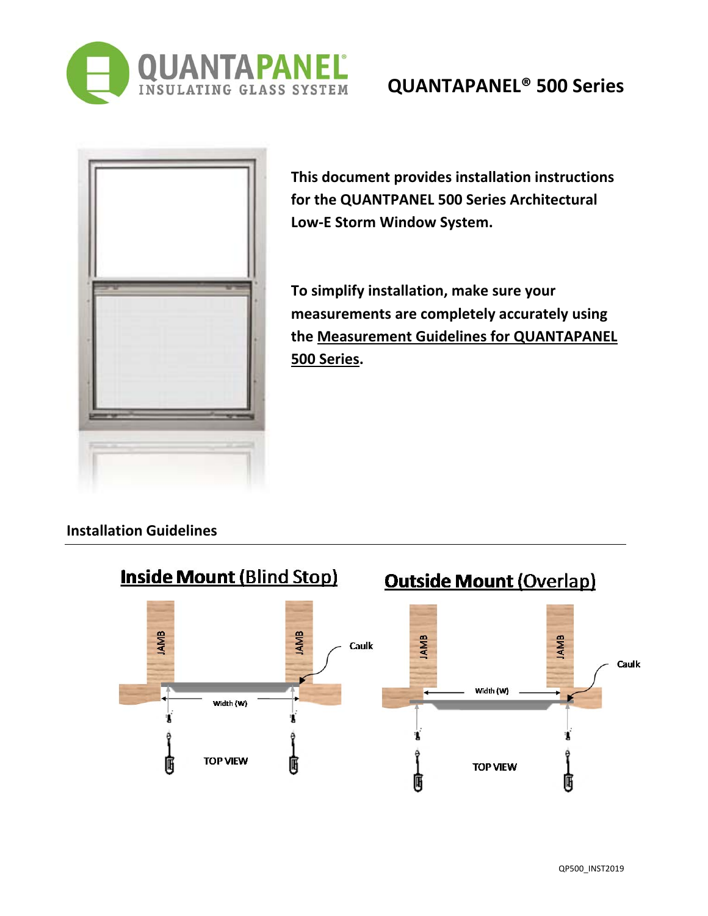# QUANTAPANEL® 500 Series

**This document provides installation instructions for the QUANTPANEL 500 Series Architectural Low-E Storm Window System.**

**To simplify installation, make sure your measurements are completely accurately using the Measurement Guidelines for QUANTAPANEL 500 Series.**

## Installation Guidelines

**Inside Mount (Blind Stop)**

**Outside Mount (Overlap)**

QP500_INST2019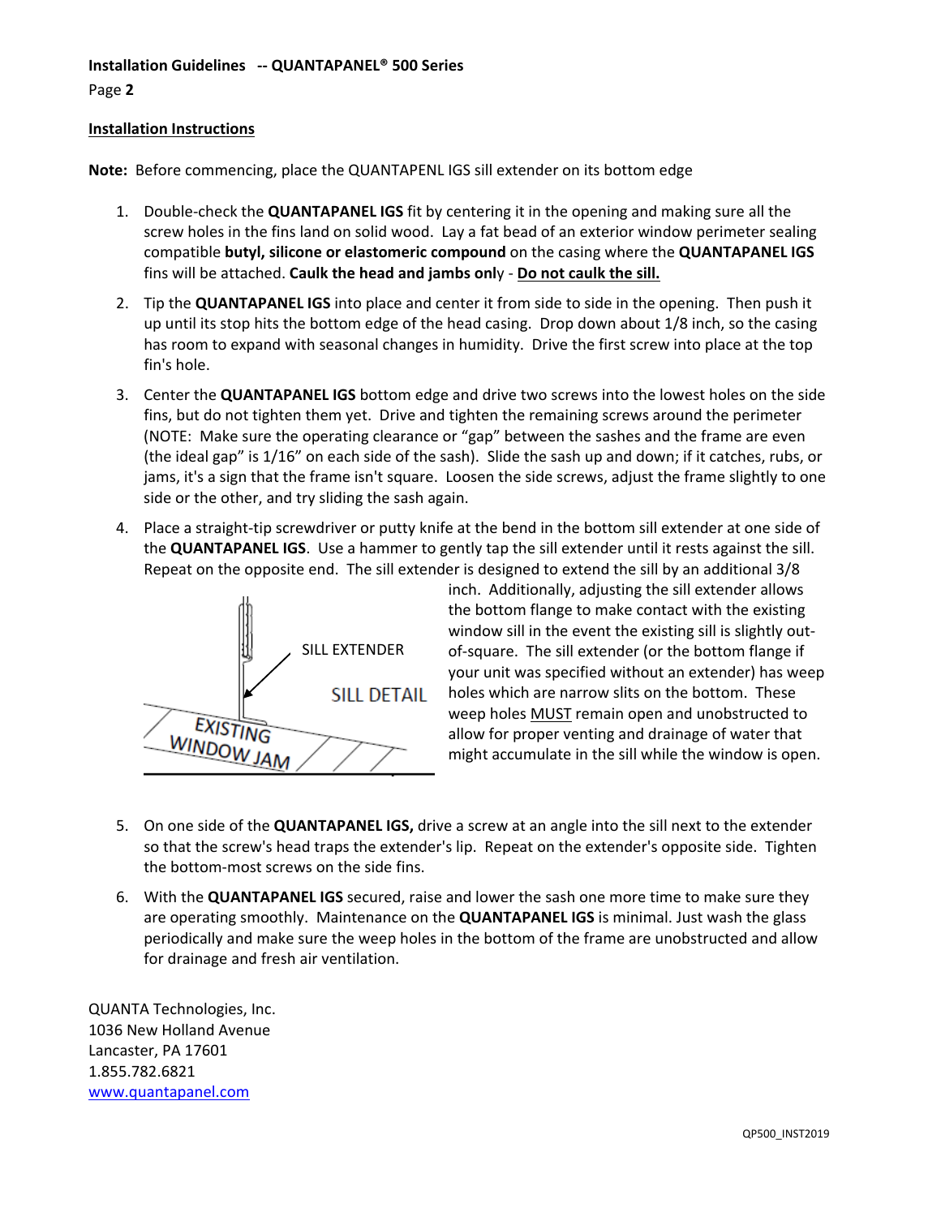**Installation Guidelines -- QUANTAPANEL® 500 Series**

Page **2**

## Installation Instructions

**Note:** Before commencing, place the QUANTAPENL IGS sill extender on its bottom edge

1. Double-check the **QUANTAPANEL IGS** fit by centering it in the opening and making sure all the screw holes in the fins land on solid wood. Lay a fat bead of an exterior window perimeter sealing compatible **butyl, silicone or elastomeric compound** on the casing where the **QUANTAPANEL IGS** fins will be attached. **Caulk the head and jambs onl**y - **Do not caulk the sill.**

2. Tip the **QUANTAPANEL IGS** into place and center it from side to side in the opening. Then push it up until its stop hits the bottom edge of the head casing. Drop down about 1/8 inch, so the casing has room to expand with seasonal changes in humidity. Drive the first screw into place at the top fin's hole.

3. Center the **QUANTAPANEL IGS** bottom edge and drive two screws into the lowest holes on the side fins, but do not tighten them yet. Drive and tighten the remaining screws around the perimeter (NOTE: Make sure the operating clearance or "gap" between the sashes and the frame are even (the ideal gap" is 1/16" on each side of the sash). Slide the sash up and down; if it catches, rubs, or jams, it's a sign that the frame isn't square. Loosen the side screws, adjust the frame slightly to one side or the other, and try sliding the sash again.

4. Place a straight-tip screwdriver or putty knife at the bend in the bottom sill extender at one side of the **QUANTAPANEL IGS**. Use a hammer to gently tap the sill extender until it rests against the sill. Repeat on the opposite end. The sill extender is designed to extend the sill by an additional 3/8 inch. Additionally, adjusting the sill extender allows the bottom flange to make contact with the existing window sill in the event the existing sill is slightly out-of-square. The sill extender (or the bottom flange if your unit was specified without an extender) has weep holes which are narrow slits on the bottom. These weep holes MUST remain open and unobstructed to allow for proper venting and drainage of water that might accumulate in the sill while the window is open.

SILL EXTENDER

SILL DETAIL

EXISTING WINDOW JAM

5. On one side of the **QUANTAPANEL IGS,** drive a screw at an angle into the sill next to the extender so that the screw's head traps the extender's lip. Repeat on the extender's opposite side. Tighten the bottom-most screws on the side fins.

6. With the **QUANTAPANEL IGS** secured, raise and lower the sash one more time to make sure they are operating smoothly. Maintenance on the **QUANTAPANEL IGS** is minimal. Just wash the glass periodically and make sure the weep holes in the bottom of the frame are unobstructed and allow for drainage and fresh air ventilation.

QUANTA Technologies, Inc.
1036 New Holland Avenue
Lancaster, PA 17601
1.855.782.6821
www.quantapanel.com

QP500_INST2019